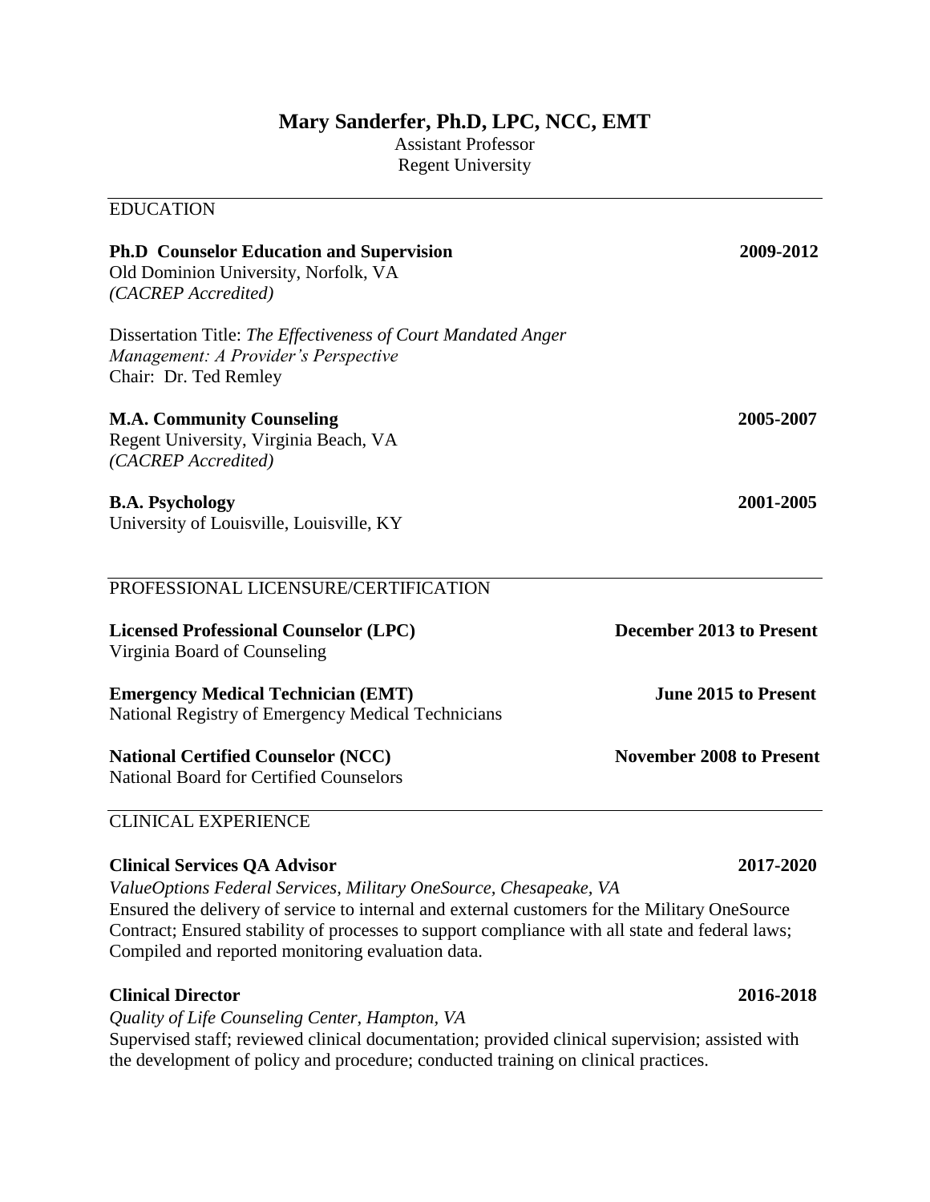# Mary Sanderfer, Ph.D, LPC, NCC, EMT

Assistant Professor
Regent University

## EDUCATION

**Ph.D Counselor Education and Supervision** **2009-2012**
Old Dominion University, Norfolk, VA
*(CACREP Accredited)*

Dissertation Title: *The Effectiveness of Court Mandated Anger Management: A Provider's Perspective*
Chair: Dr. Ted Remley

**M.A. Community Counseling** **2005-2007**
Regent University, Virginia Beach, VA
*(CACREP Accredited)*

**B.A. Psychology** **2001-2005**
University of Louisville, Louisville, KY

## PROFESSIONAL LICENSURE/CERTIFICATION

**Licensed Professional Counselor (LPC)** **December 2013 to Present**
Virginia Board of Counseling

**Emergency Medical Technician (EMT)** **June 2015 to Present**
National Registry of Emergency Medical Technicians

**National Certified Counselor (NCC)** **November 2008 to Present**
National Board for Certified Counselors

## CLINICAL EXPERIENCE

**Clinical Services QA Advisor** **2017-2020**
*ValueOptions Federal Services, Military OneSource, Chesapeake, VA*
Ensured the delivery of service to internal and external customers for the Military OneSource Contract; Ensured stability of processes to support compliance with all state and federal laws; Compiled and reported monitoring evaluation data.

**Clinical Director** **2016-2018**
*Quality of Life Counseling Center, Hampton, VA*
Supervised staff; reviewed clinical documentation; provided clinical supervision; assisted with the development of policy and procedure; conducted training on clinical practices.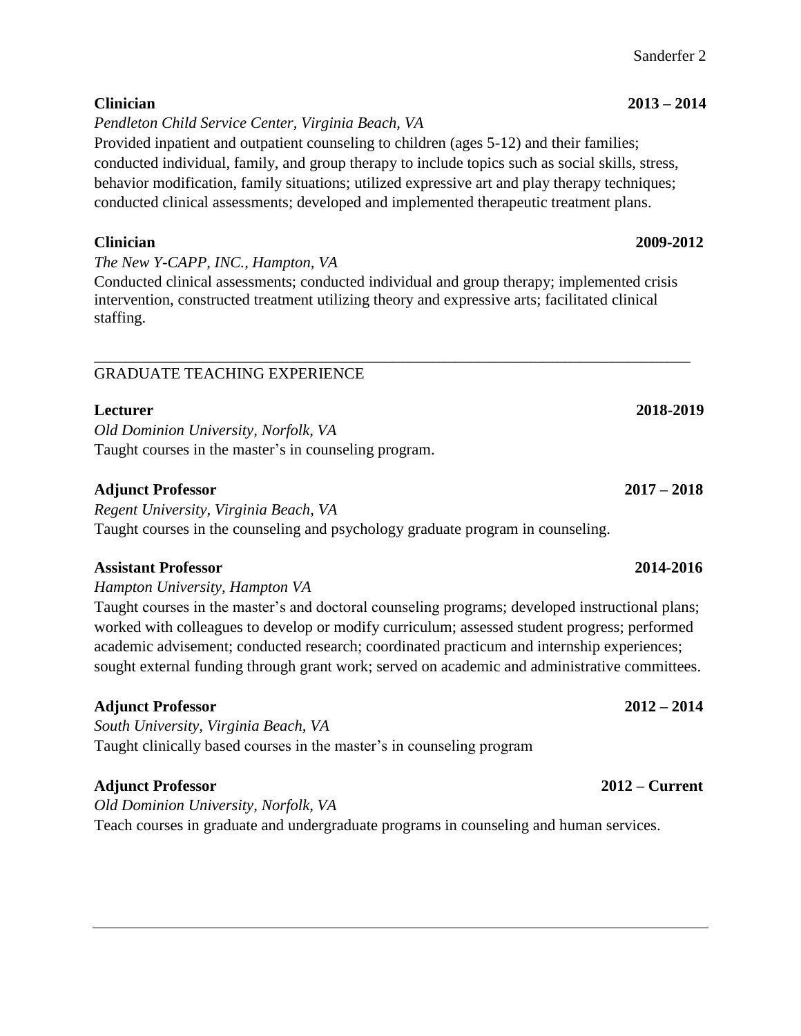**Clinician** **2013 – 2014**

*Pendleton Child Service Center, Virginia Beach, VA*

Provided inpatient and outpatient counseling to children (ages 5-12) and their families; conducted individual, family, and group therapy to include topics such as social skills, stress, behavior modification, family situations; utilized expressive art and play therapy techniques; conducted clinical assessments; developed and implemented therapeutic treatment plans.

**Clinician** **2009-2012**

*The New Y-CAPP, INC., Hampton, VA*

Conducted clinical assessments; conducted individual and group therapy; implemented crisis intervention, constructed treatment utilizing theory and expressive arts; facilitated clinical staffing.

## GRADUATE TEACHING EXPERIENCE

**Lecturer** **2018-2019**

*Old Dominion University, Norfolk, VA*

Taught courses in the master's in counseling program.

**Adjunct Professor** **2017 – 2018**

*Regent University, Virginia Beach, VA*

Taught courses in the counseling and psychology graduate program in counseling.

**Assistant Professor** **2014-2016**

*Hampton University, Hampton VA*

Taught courses in the master's and doctoral counseling programs; developed instructional plans; worked with colleagues to develop or modify curriculum; assessed student progress; performed academic advisement; conducted research; coordinated practicum and internship experiences; sought external funding through grant work; served on academic and administrative committees.

**Adjunct Professor** **2012 – 2014**

*South University, Virginia Beach, VA*

Taught clinically based courses in the master's in counseling program

**Adjunct Professor** **2012 – Current**

*Old Dominion University, Norfolk, VA*

Teach courses in graduate and undergraduate programs in counseling and human services.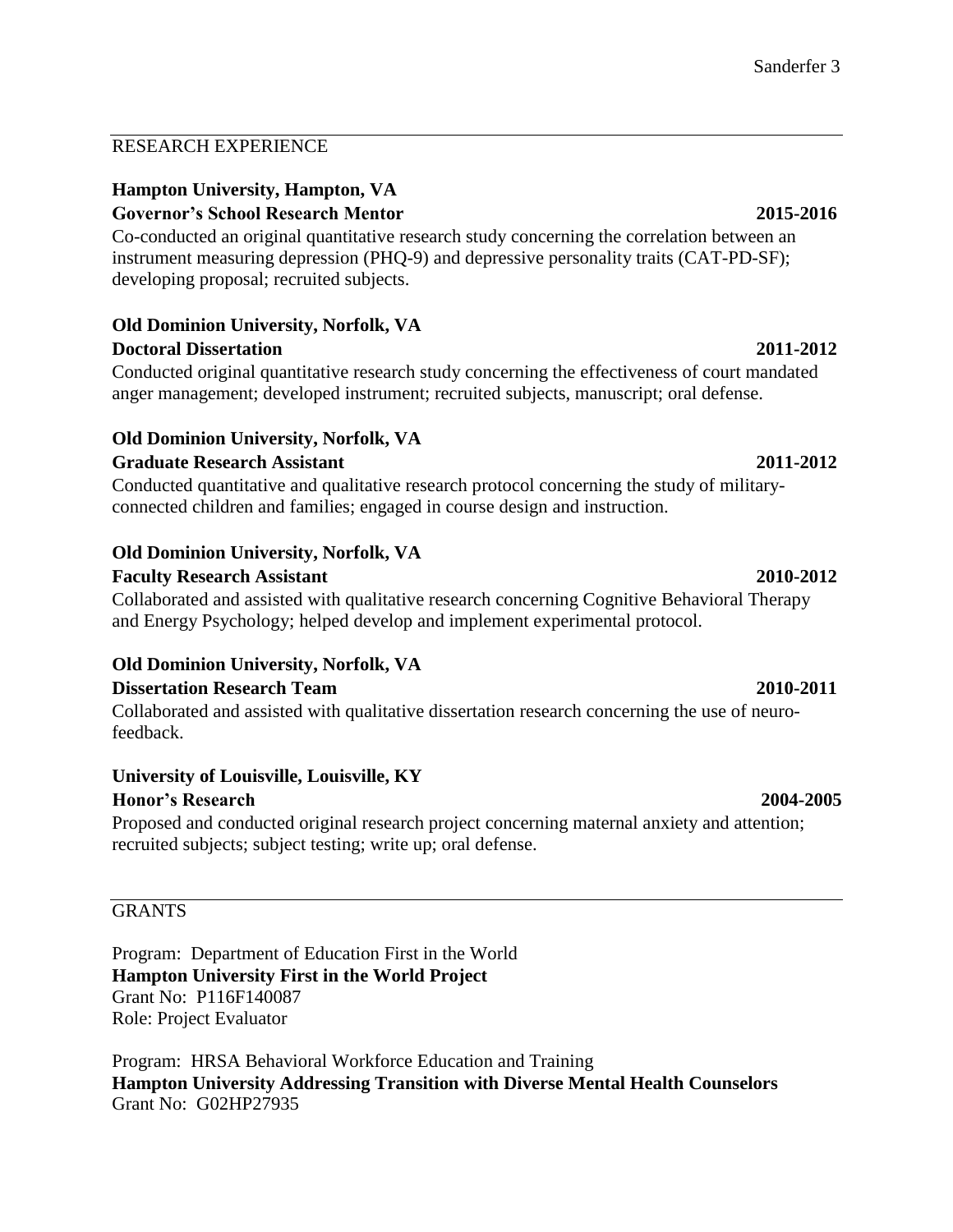## RESEARCH EXPERIENCE

**Hampton University, Hampton, VA**
**Governor's School Research Mentor** **2015-2016**
Co-conducted an original quantitative research study concerning the correlation between an instrument measuring depression (PHQ-9) and depressive personality traits (CAT-PD-SF); developing proposal; recruited subjects.

**Old Dominion University, Norfolk, VA**
**Doctoral Dissertation** **2011-2012**
Conducted original quantitative research study concerning the effectiveness of court mandated anger management; developed instrument; recruited subjects, manuscript; oral defense.

**Old Dominion University, Norfolk, VA**
**Graduate Research Assistant** **2011-2012**
Conducted quantitative and qualitative research protocol concerning the study of military-connected children and families; engaged in course design and instruction.

**Old Dominion University, Norfolk, VA**
**Faculty Research Assistant** **2010-2012**
Collaborated and assisted with qualitative research concerning Cognitive Behavioral Therapy and Energy Psychology; helped develop and implement experimental protocol.

**Old Dominion University, Norfolk, VA**
**Dissertation Research Team** **2010-2011**
Collaborated and assisted with qualitative dissertation research concerning the use of neuro-feedback.

**University of Louisville, Louisville, KY**
**Honor's Research** **2004-2005**
Proposed and conducted original research project concerning maternal anxiety and attention; recruited subjects; subject testing; write up; oral defense.

## GRANTS

Program: Department of Education First in the World
**Hampton University First in the World Project**
Grant No: P116F140087
Role: Project Evaluator

Program: HRSA Behavioral Workforce Education and Training
**Hampton University Addressing Transition with Diverse Mental Health Counselors**
Grant No: G02HP27935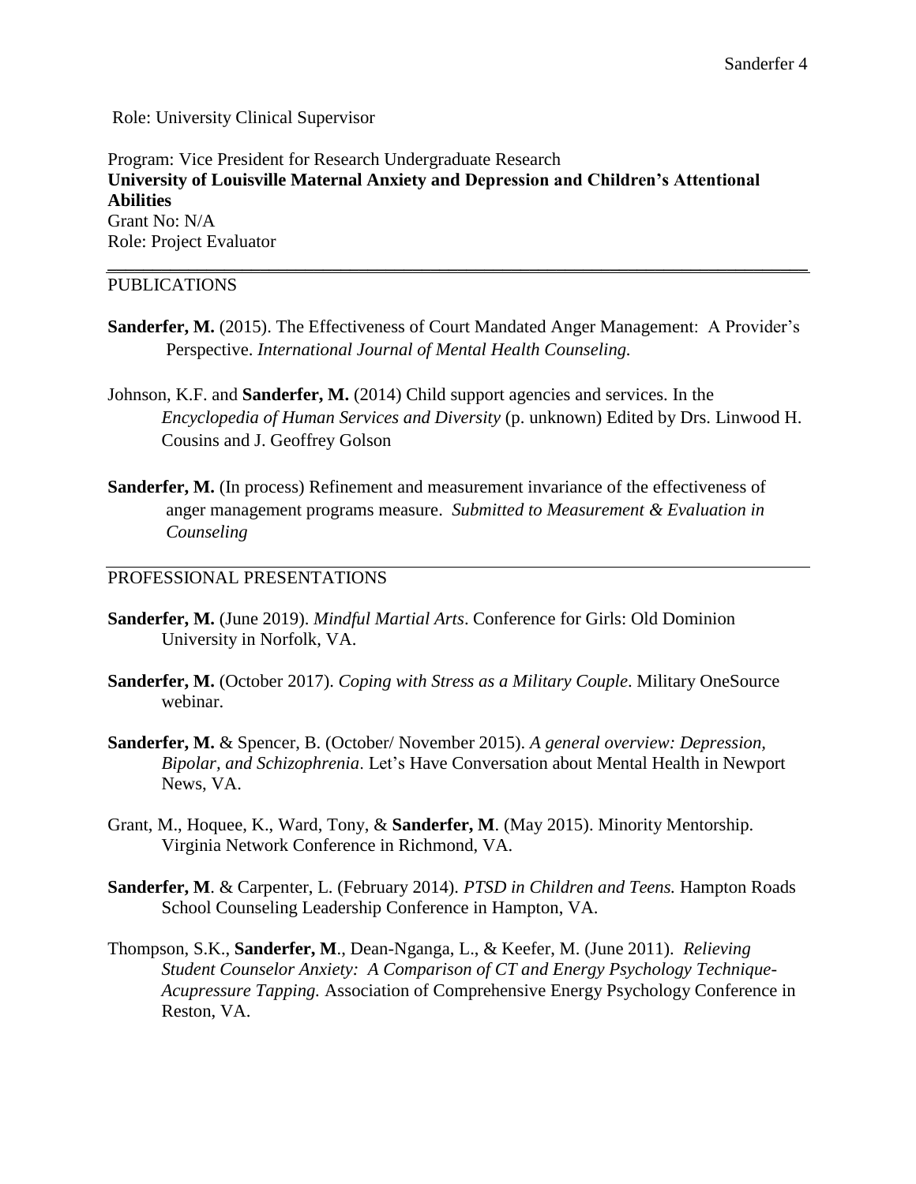Role: University Clinical Supervisor

Program: Vice President for Research Undergraduate Research
**University of Louisville Maternal Anxiety and Depression and Children's Attentional Abilities**
Grant No: N/A
Role: Project Evaluator

## PUBLICATIONS

**Sanderfer, M.** (2015). The Effectiveness of Court Mandated Anger Management: A Provider's Perspective. *International Journal of Mental Health Counseling.*

Johnson, K.F. and **Sanderfer, M.** (2014) Child support agencies and services. In the *Encyclopedia of Human Services and Diversity* (p. unknown) Edited by Drs. Linwood H. Cousins and J. Geoffrey Golson

**Sanderfer, M.** (In process) Refinement and measurement invariance of the effectiveness of anger management programs measure. *Submitted to Measurement & Evaluation in Counseling*

## PROFESSIONAL PRESENTATIONS

**Sanderfer, M.** (June 2019). *Mindful Martial Arts*. Conference for Girls: Old Dominion University in Norfolk, VA.

**Sanderfer, M.** (October 2017). *Coping with Stress as a Military Couple*. Military OneSource webinar.

**Sanderfer, M.** & Spencer, B. (October/ November 2015). *A general overview: Depression, Bipolar, and Schizophrenia*. Let's Have Conversation about Mental Health in Newport News, VA.

Grant, M., Hoquee, K., Ward, Tony, & **Sanderfer, M**. (May 2015). Minority Mentorship. Virginia Network Conference in Richmond, VA.

**Sanderfer, M**. & Carpenter, L. (February 2014). *PTSD in Children and Teens.* Hampton Roads School Counseling Leadership Conference in Hampton, VA.

Thompson, S.K., **Sanderfer, M**., Dean-Nganga, L., & Keefer, M. (June 2011). *Relieving Student Counselor Anxiety: A Comparison of CT and Energy Psychology Technique-Acupressure Tapping.* Association of Comprehensive Energy Psychology Conference in Reston, VA.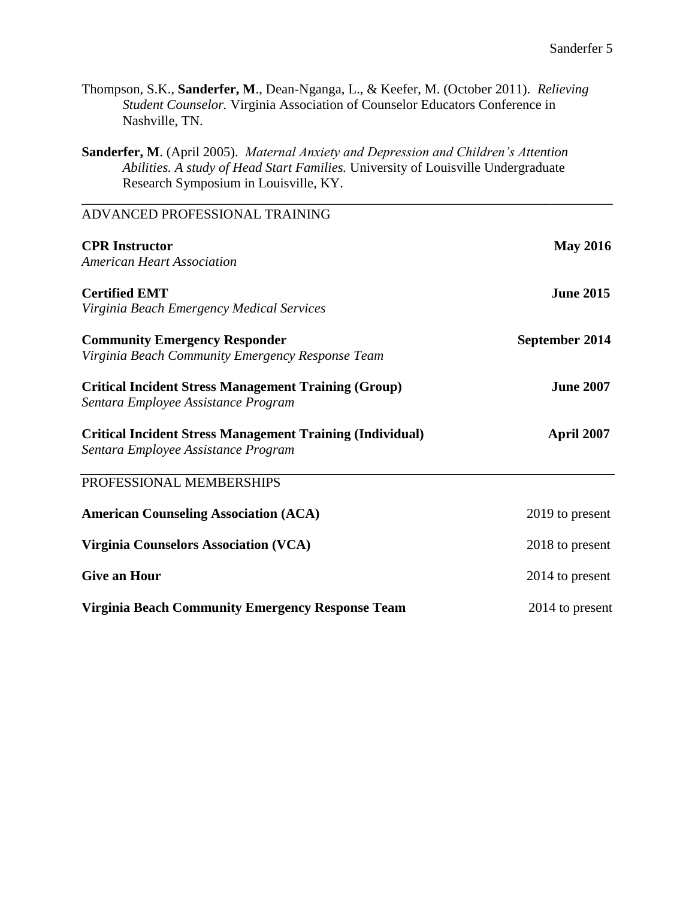Thompson, S.K., **Sanderfer, M**., Dean-Nganga, L., & Keefer, M. (October 2011). *Relieving Student Counselor.* Virginia Association of Counselor Educators Conference in Nashville, TN.

**Sanderfer, M**. (April 2005). *Maternal Anxiety and Depression and Children's Attention Abilities. A study of Head Start Families.* University of Louisville Undergraduate Research Symposium in Louisville, KY.

## ADVANCED PROFESSIONAL TRAINING

**CPR Instructor** — **May 2016**
*American Heart Association*

**Certified EMT** — **June 2015**
*Virginia Beach Emergency Medical Services*

**Community Emergency Responder** — **September 2014**
*Virginia Beach Community Emergency Response Team*

**Critical Incident Stress Management Training (Group)** — **June 2007**
*Sentara Employee Assistance Program*

**Critical Incident Stress Management Training (Individual)** — **April 2007**
*Sentara Employee Assistance Program*

## PROFESSIONAL MEMBERSHIPS

**American Counseling Association (ACA)** — 2019 to present

**Virginia Counselors Association (VCA)** — 2018 to present

**Give an Hour** — 2014 to present

**Virginia Beach Community Emergency Response Team** — 2014 to present